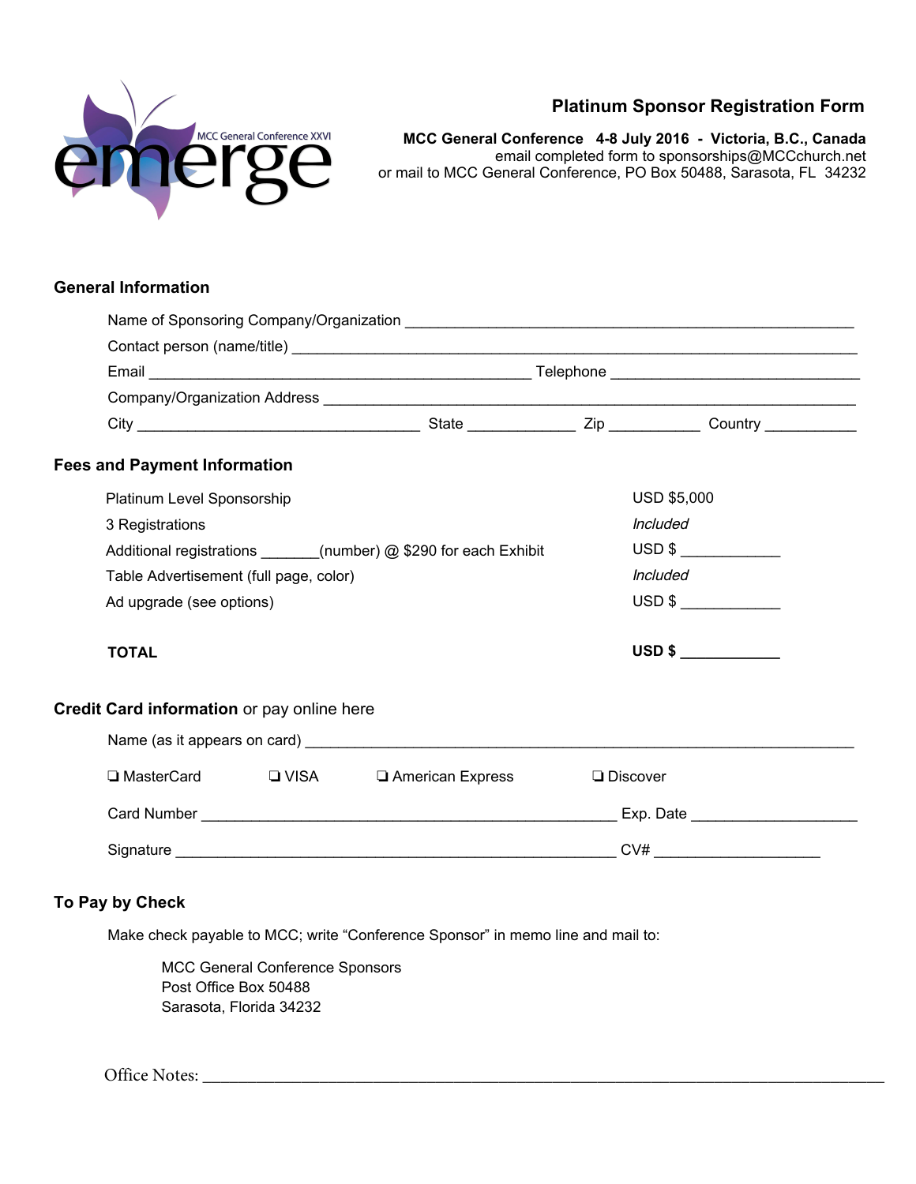emerge
MCC General Conference XXVI

# Platinum Sponsor Registration Form

**MCC General Conference 4-8 July 2016 - Victoria, B.C., Canada**
email completed form to sponsorships@MCCchurch.net
or mail to MCC General Conference, PO Box 50488, Sarasota, FL 34232

## General Information

Name of Sponsoring Company/Organization ____________________________________________

Contact person (name/title) ____________________________________________

Email ______________________________ Telephone ______________________________

Company/Organization Address ____________________________________________

City ______________________ State __________ Zip __________ Country __________

## Fees and Payment Information

| | |
|---|---|
| Platinum Level Sponsorship | USD $5,000 |
| 3 Registrations | *Included* |
| Additional registrations _______(number) @ $290 for each Exhibit | USD $ ____________ |
| Table Advertisement (full page, color) | *Included* |
| Ad upgrade (see options) | USD $ ____________ |
| **TOTAL** | **USD $ ____________** |

## Credit Card information or pay online here

Name (as it appears on card) ____________________________________________

❑ MasterCard ❑ VISA ❑ American Express ❑ Discover

Card Number ______________________________ Exp. Date ____________________

Signature ______________________________ CV# ____________________

## To Pay by Check

Make check payable to MCC; write "Conference Sponsor" in memo line and mail to:

MCC General Conference Sponsors
Post Office Box 50488
Sarasota, Florida 34232

Office Notes: ____________________________________________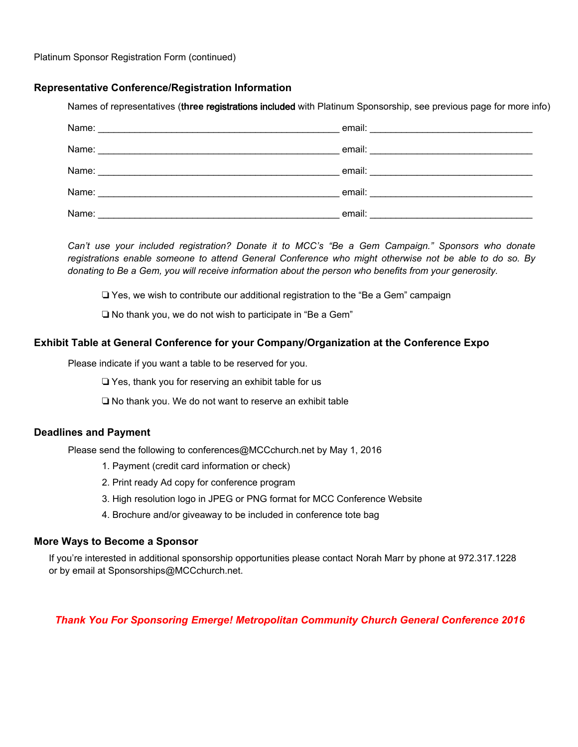Platinum Sponsor Registration Form (continued)

## Representative Conference/Registration Information

Names of representatives (**three registrations included** with Platinum Sponsorship, see previous page for more info)

Name: ______________________________________________ email: ______________________________

Name: ______________________________________________ email: ______________________________

Name: ______________________________________________ email: ______________________________

Name: ______________________________________________ email: ______________________________

Name: ______________________________________________ email: ______________________________

*Can't use your included registration? Donate it to MCC's "Be a Gem Campaign." Sponsors who donate registrations enable someone to attend General Conference who might otherwise not be able to do so. By donating to Be a Gem, you will receive information about the person who benefits from your generosity.*

❏ Yes, we wish to contribute our additional registration to the "Be a Gem" campaign

❏ No thank you, we do not wish to participate in "Be a Gem"

## Exhibit Table at General Conference for your Company/Organization at the Conference Expo

Please indicate if you want a table to be reserved for you.

❏ Yes, thank you for reserving an exhibit table for us

❏ No thank you. We do not want to reserve an exhibit table

## Deadlines and Payment

Please send the following to conferences@MCCchurch.net by May 1, 2016

1. Payment (credit card information or check)
2. Print ready Ad copy for conference program
3. High resolution logo in JPEG or PNG format for MCC Conference Website
4. Brochure and/or giveaway to be included in conference tote bag

## More Ways to Become a Sponsor

If you're interested in additional sponsorship opportunities please contact Norah Marr by phone at 972.317.1228 or by email at Sponsorships@MCCchurch.net.

***Thank You For Sponsoring Emerge! Metropolitan Community Church General Conference 2016***